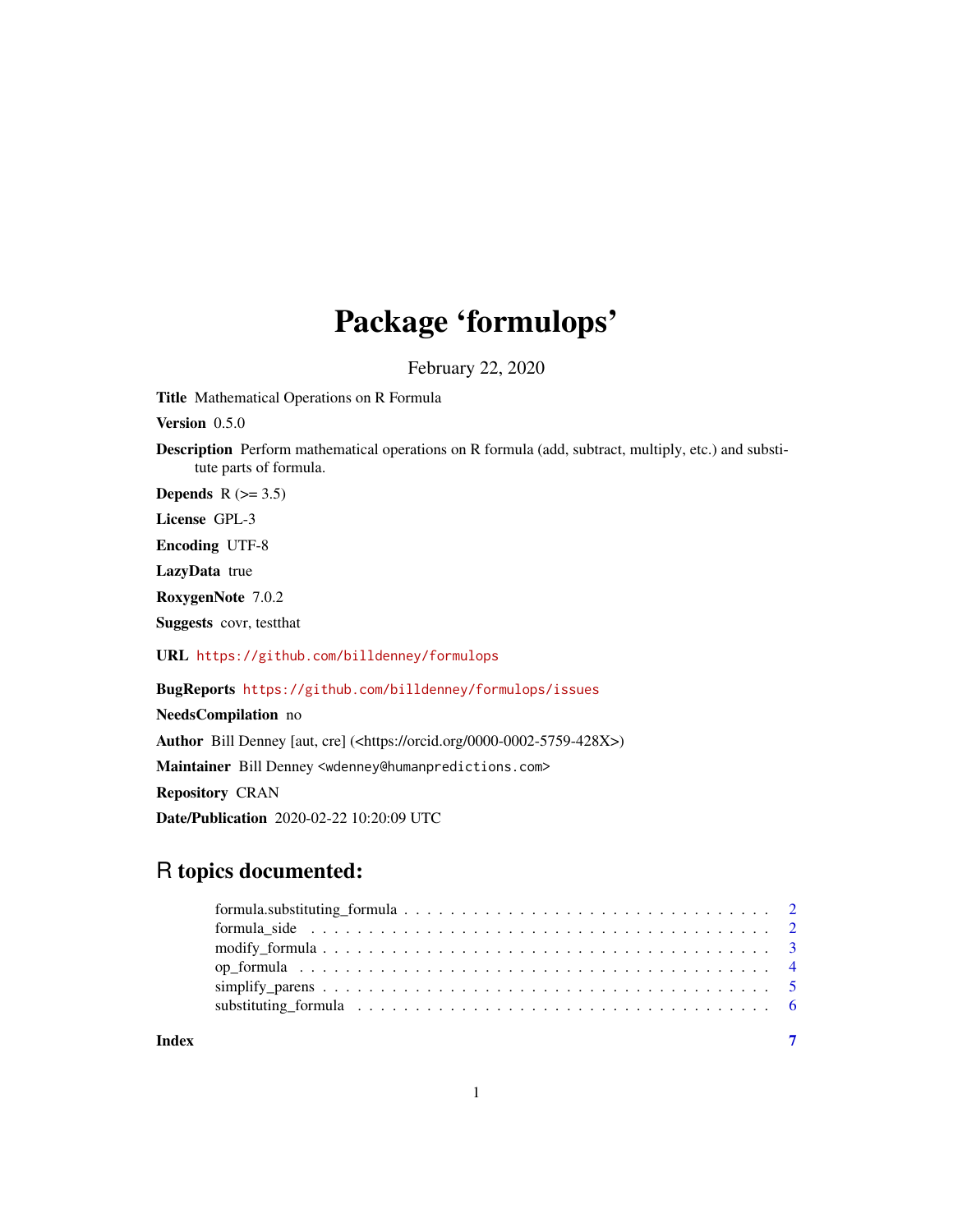# Package 'formulops'

February 22, 2020

**Title** Mathematical Operations on R Formula

**Version** 0.5.0

**Description** Perform mathematical operations on R formula (add, subtract, multiply, etc.) and substitute parts of formula.

**Depends** R (>= 3.5)

**License** GPL-3

**Encoding** UTF-8

**LazyData** true

**RoxygenNote** 7.0.2

**Suggests** covr, testthat

**URL** https://github.com/billdenney/formulops

**BugReports** https://github.com/billdenney/formulops/issues

**NeedsCompilation** no

**Author** Bill Denney [aut, cre] (<https://orcid.org/0000-0002-5759-428X>)

**Maintainer** Bill Denney <wdenney@humanpredictions.com>

**Repository** CRAN

**Date/Publication** 2020-02-22 10:20:09 UTC

## R topics documented:

- formula.substituting_formula . . . . . . . . . . . . . . . . . . . . . . . . . . . . . . . . 2
- formula_side . . . . . . . . . . . . . . . . . . . . . . . . . . . . . . . . . . . . . . . . . 2
- modify_formula . . . . . . . . . . . . . . . . . . . . . . . . . . . . . . . . . . . . . . . 3
- op_formula . . . . . . . . . . . . . . . . . . . . . . . . . . . . . . . . . . . . . . . . . 4
- simplify_parens . . . . . . . . . . . . . . . . . . . . . . . . . . . . . . . . . . . . . . . 5
- substituting_formula . . . . . . . . . . . . . . . . . . . . . . . . . . . . . . . . . . . . 6

**Index** 7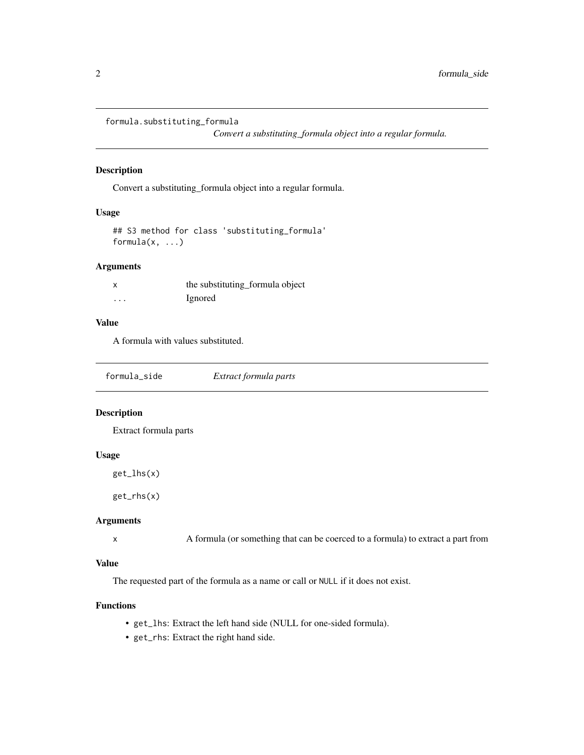## formula.substituting_formula — *Convert a substituting_formula object into a regular formula.*

### Description

Convert a substituting_formula object into a regular formula.

### Usage

```
## S3 method for class 'substituting_formula'
formula(x, ...)
```

### Arguments

| | |
|---|---|
| x | the substituting_formula object |
| ... | Ignored |

### Value

A formula with values substituted.

## formula_side — *Extract formula parts*

### Description

Extract formula parts

### Usage

```
get_lhs(x)

get_rhs(x)
```

### Arguments

| | |
|---|---|
| x | A formula (or something that can be coerced to a formula) to extract a part from |

### Value

The requested part of the formula as a name or call or `NULL` if it does not exist.

### Functions

- `get_lhs`: Extract the left hand side (NULL for one-sided formula).
- `get_rhs`: Extract the right hand side.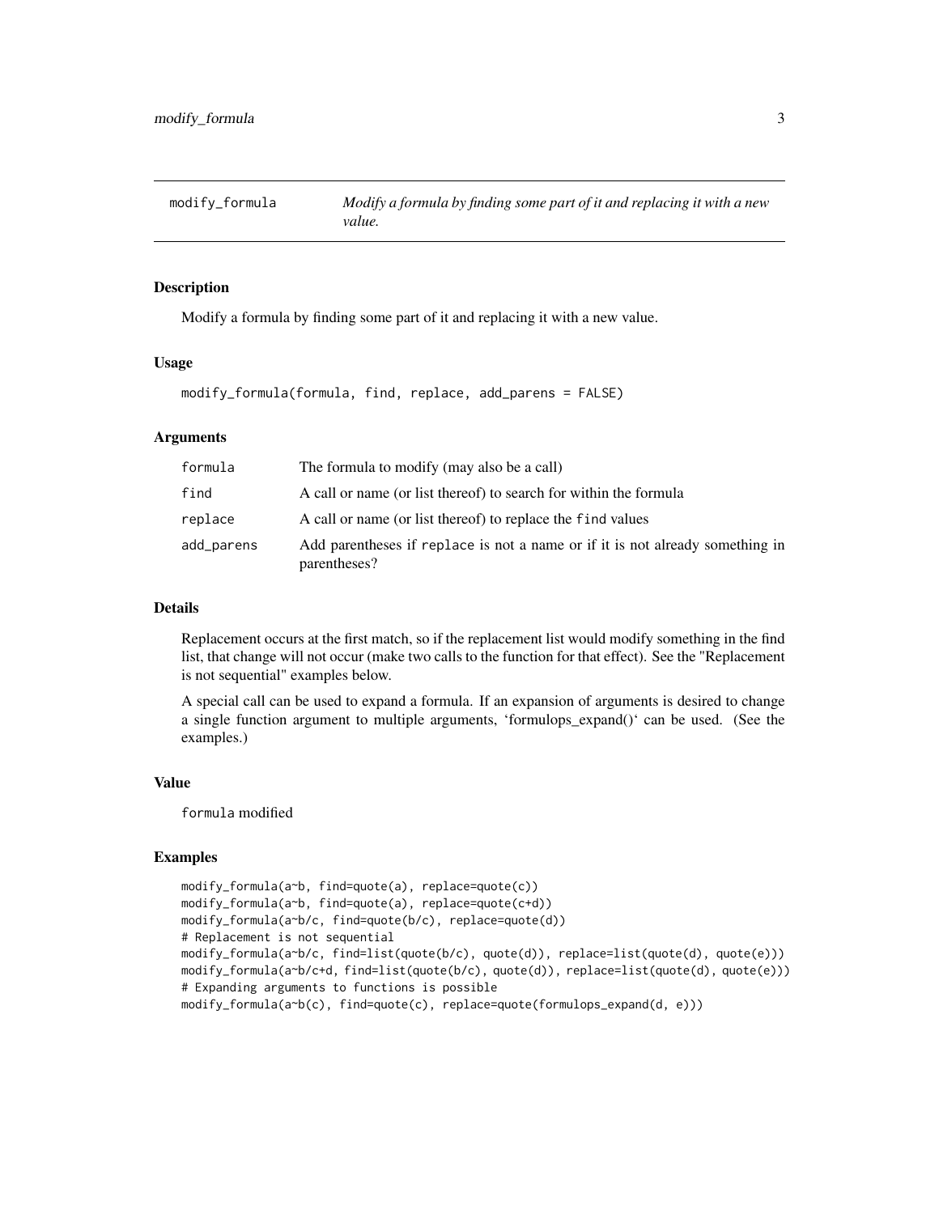# modify_formula

*Modify a formula by finding some part of it and replacing it with a new value.*

## Description

Modify a formula by finding some part of it and replacing it with a new value.

## Usage

```
modify_formula(formula, find, replace, add_parens = FALSE)
```

## Arguments

| | |
|---|---|
| formula | The formula to modify (may also be a call) |
| find | A call or name (or list thereof) to search for within the formula |
| replace | A call or name (or list thereof) to replace the find values |
| add_parens | Add parentheses if replace is not a name or if it is not already something in parentheses? |

## Details

Replacement occurs at the first match, so if the replacement list would modify something in the find list, that change will not occur (make two calls to the function for that effect). See the "Replacement is not sequential" examples below.

A special call can be used to expand a formula. If an expansion of arguments is desired to change a single function argument to multiple arguments, 'formulops_expand()' can be used. (See the examples.)

## Value

formula modified

## Examples

```
modify_formula(a~b, find=quote(a), replace=quote(c))
modify_formula(a~b, find=quote(a), replace=quote(c+d))
modify_formula(a~b/c, find=quote(b/c), replace=quote(d))
# Replacement is not sequential
modify_formula(a~b/c, find=list(quote(b/c), quote(d)), replace=list(quote(d), quote(e)))
modify_formula(a~b/c+d, find=list(quote(b/c), quote(d)), replace=list(quote(d), quote(e)))
# Expanding arguments to functions is possible
modify_formula(a~b(c), find=quote(c), replace=quote(formulops_expand(d, e)))
```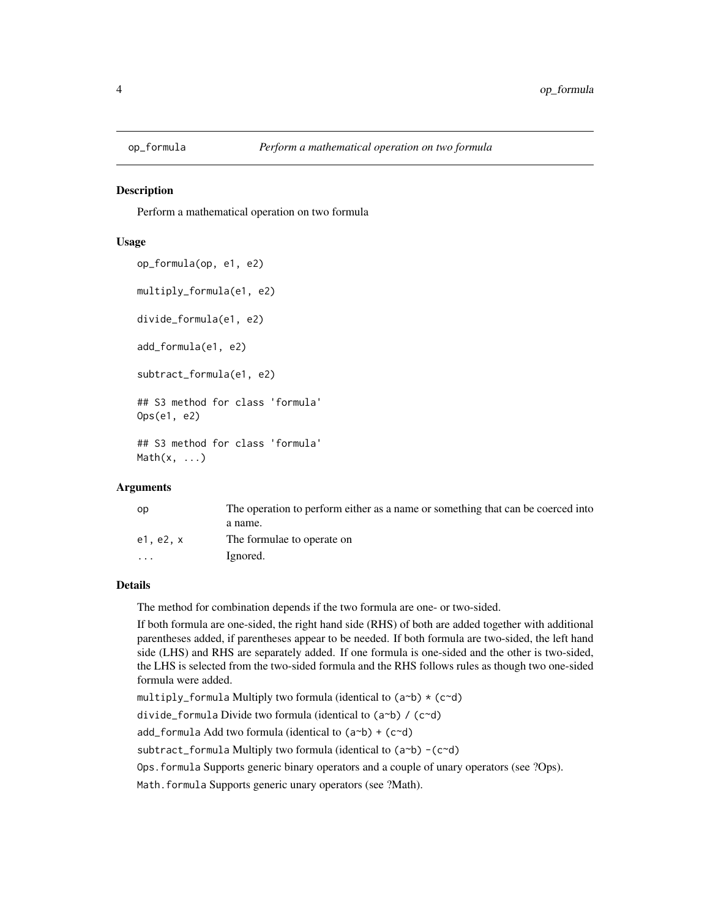## op_formula — *Perform a mathematical operation on two formula*

### Description

Perform a mathematical operation on two formula

### Usage

```
op_formula(op, e1, e2)

multiply_formula(e1, e2)

divide_formula(e1, e2)

add_formula(e1, e2)

subtract_formula(e1, e2)

## S3 method for class 'formula'
Ops(e1, e2)

## S3 method for class 'formula'
Math(x, ...)
```

### Arguments

| | |
|---|---|
| `op` | The operation to perform either as a name or something that can be coerced into a name. |
| `e1, e2, x` | The formulae to operate on |
| `...` | Ignored. |

### Details

The method for combination depends if the two formula are one- or two-sided.

If both formula are one-sided, the right hand side (RHS) of both are added together with additional parentheses added, if parentheses appear to be needed. If both formula are two-sided, the left hand side (LHS) and RHS are separately added. If one formula is one-sided and the other is two-sided, the LHS is selected from the two-sided formula and the RHS follows rules as though two one-sided formula were added.

`multiply_formula` Multiply two formula (identical to `(a~b) * (c~d)`

`divide_formula` Divide two formula (identical to `(a~b) / (c~d)`

`add_formula` Add two formula (identical to `(a~b) + (c~d)`

`subtract_formula` Multiply two formula (identical to `(a~b) -(c~d)`

`Ops.formula` Supports generic binary operators and a couple of unary operators (see ?Ops).

`Math.formula` Supports generic unary operators (see ?Math).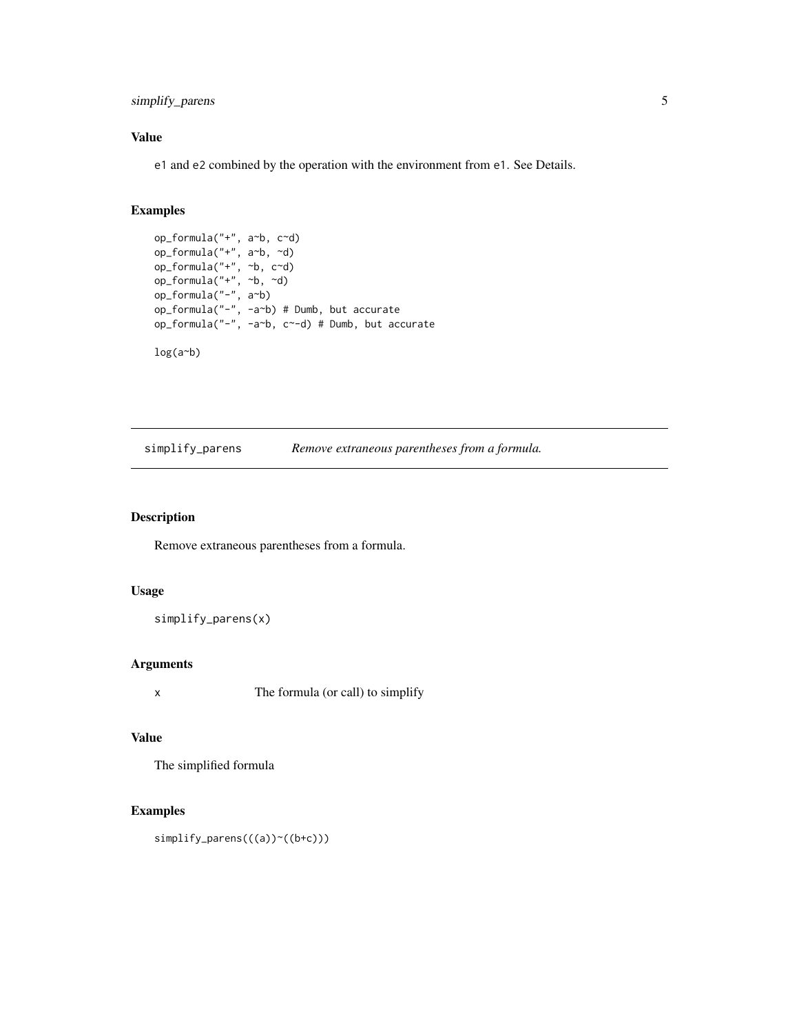### Value

e1 and e2 combined by the operation with the environment from e1. See Details.

### Examples

```
op_formula("+", a~b, c~d)
op_formula("+", a~b, ~d)
op_formula("+", ~b, c~d)
op_formula("+", ~b, ~d)
op_formula("-", a~b)
op_formula("-", -a~b) # Dumb, but accurate
op_formula("-", -a~b, c~-d) # Dumb, but accurate

log(a~b)
```

---

## simplify_parens    *Remove extraneous parentheses from a formula.*

---

### Description

Remove extraneous parentheses from a formula.

### Usage

```
simplify_parens(x)
```

### Arguments

| | |
|---|---|
| x | The formula (or call) to simplify |

### Value

The simplified formula

### Examples

```
simplify_parens(((a))~((b+c)))
```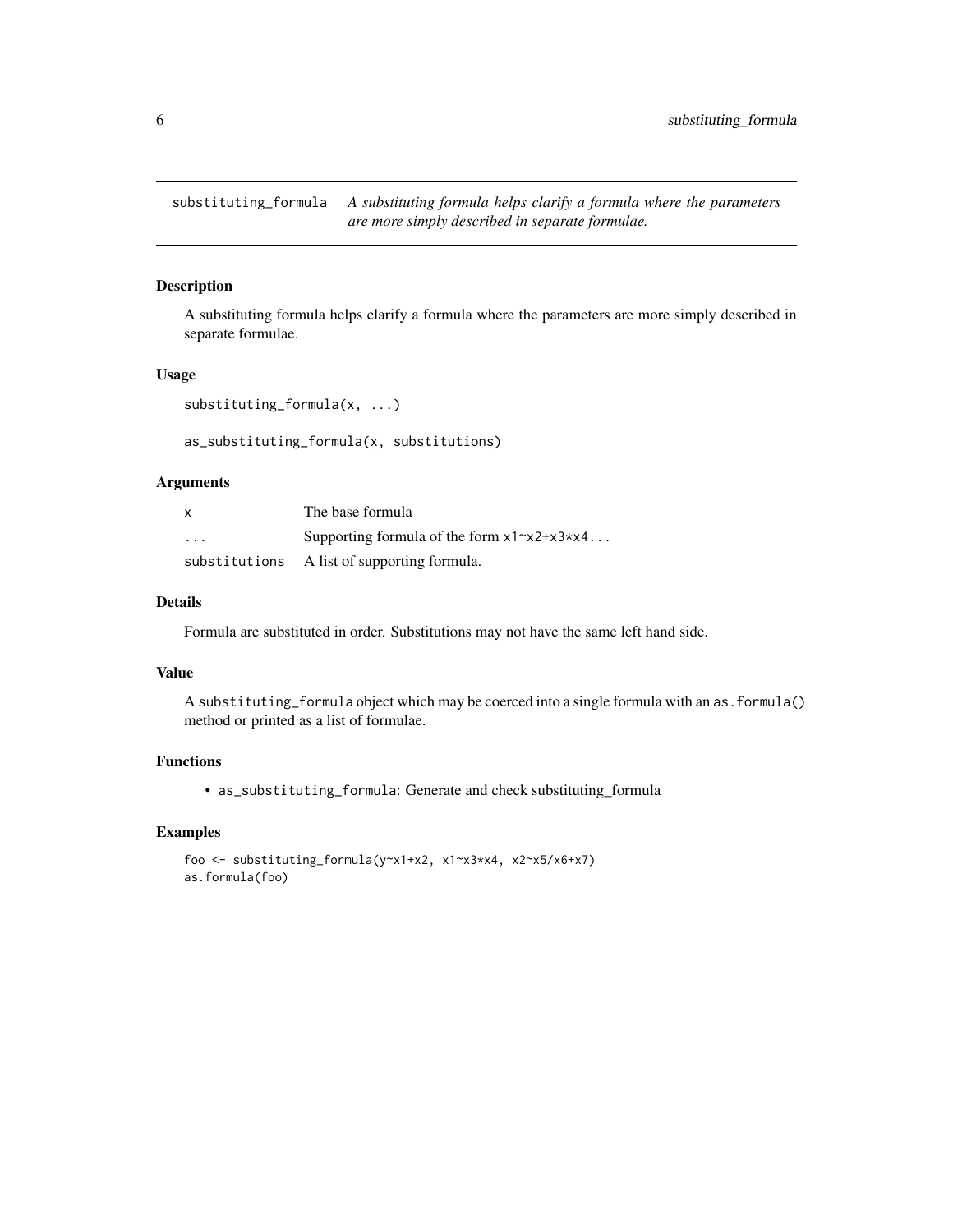## substituting_formula — *A substituting formula helps clarify a formula where the parameters are more simply described in separate formulae.*

### Description

A substituting formula helps clarify a formula where the parameters are more simply described in separate formulae.

### Usage

```
substituting_formula(x, ...)

as_substituting_formula(x, substitutions)
```

### Arguments

| | |
|---|---|
| `x` | The base formula |
| `...` | Supporting formula of the form `x1~x2+x3*x4...` |
| `substitutions` | A list of supporting formula. |

### Details

Formula are substituted in order. Substitutions may not have the same left hand side.

### Value

A `substituting_formula` object which may be coerced into a single formula with an `as.formula()` method or printed as a list of formulae.

### Functions

- `as_substituting_formula`: Generate and check substituting_formula

### Examples

```
foo <- substituting_formula(y~x1+x2, x1~x3*x4, x2~x5/x6+x7)
as.formula(foo)
```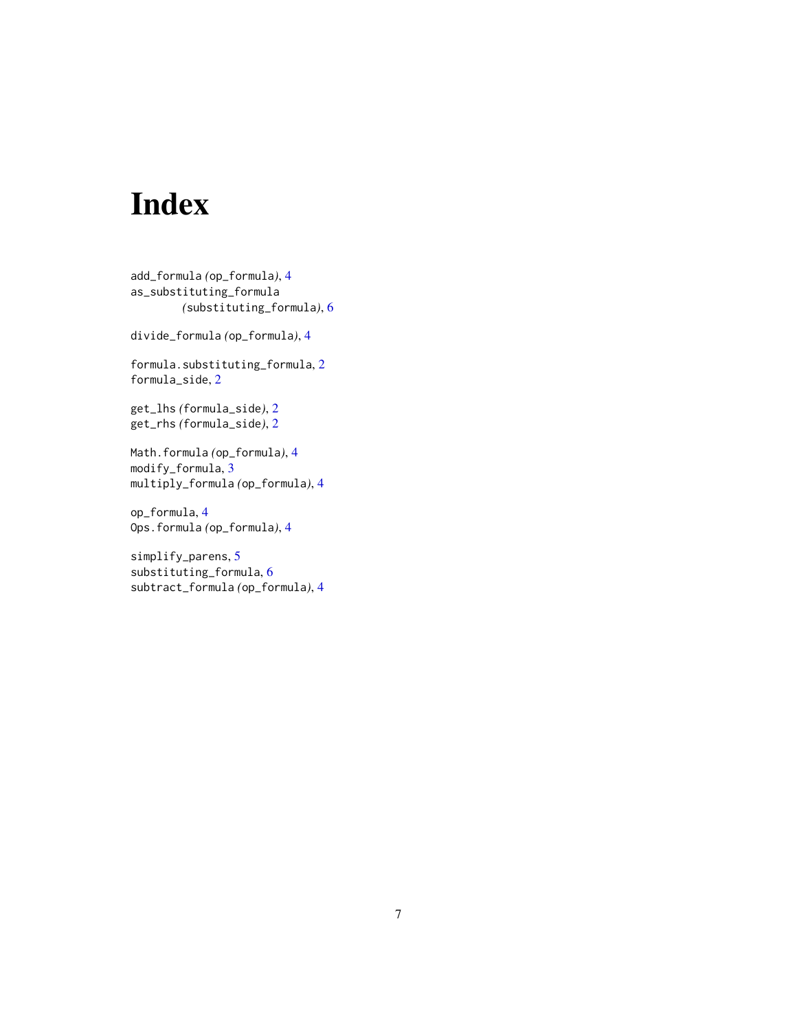# Index

add_formula (op_formula), 4
as_substituting_formula (substituting_formula), 6

divide_formula (op_formula), 4

formula.substituting_formula, 2
formula_side, 2

get_lhs (formula_side), 2
get_rhs (formula_side), 2

Math.formula (op_formula), 4
modify_formula, 3
multiply_formula (op_formula), 4

op_formula, 4
Ops.formula (op_formula), 4

simplify_parens, 5
substituting_formula, 6
subtract_formula (op_formula), 4